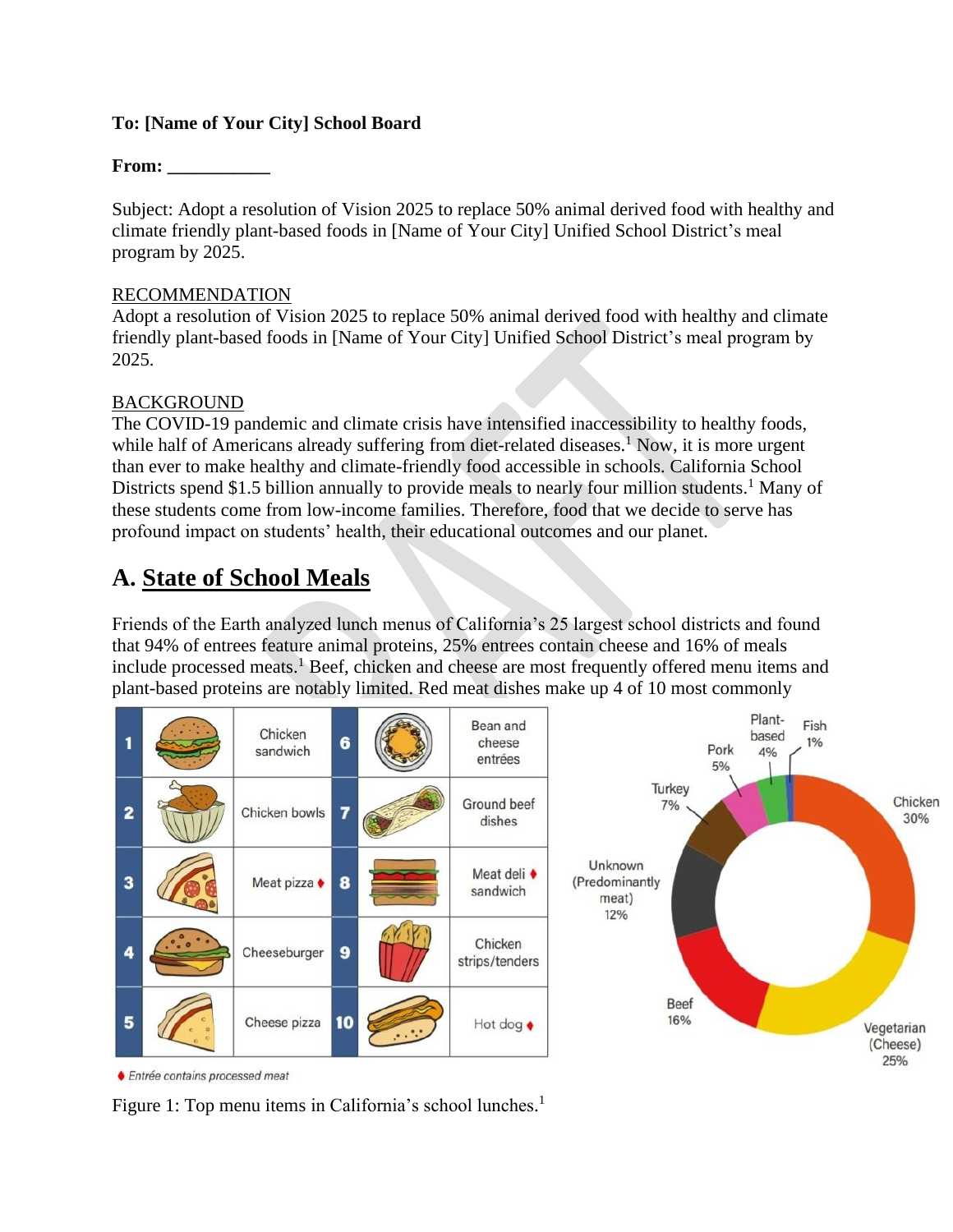**To: [Name of Your City] School Board**

**From: ___________**

Subject: Adopt a resolution of Vision 2025 to replace 50% animal derived food with healthy and climate friendly plant-based foods in [Name of Your City] Unified School District's meal program by 2025.

RECOMMENDATION

Adopt a resolution of Vision 2025 to replace 50% animal derived food with healthy and climate friendly plant-based foods in [Name of Your City] Unified School District's meal program by 2025.

BACKGROUND

The COVID-19 pandemic and climate crisis have intensified inaccessibility to healthy foods, while half of Americans already suffering from diet-related diseases.[1] Now, it is more urgent than ever to make healthy and climate-friendly food accessible in schools. California School Districts spend $1.5 billion annually to provide meals to nearly four million students.[1] Many of these students come from low-income families. Therefore, food that we decide to serve has profound impact on students' health, their educational outcomes and our planet.

## A. State of School Meals

Friends of the Earth analyzed lunch menus of California's 25 largest school districts and found that 94% of entrees feature animal proteins, 25% entrees contain cheese and 16% of meals include processed meats.[1] Beef, chicken and cheese are most frequently offered menu items and plant-based proteins are notably limited. Red meat dishes make up 4 of 10 most commonly

| # | Menu item | # | Menu item |
|---|---|---|---|
| 1 | Chicken sandwich | 6 | Bean and cheese entrées |
| 2 | Chicken bowls | 7 | Ground beef dishes |
| 3 | Meat pizza ♦ | 8 | Meat deli ♦ sandwich |
| 4 | Cheeseburger | 9 | Chicken strips/tenders |
| 5 | Cheese pizza | 10 | Hot dog ♦ |

♦ Entrée contains processed meat

| Category | Share |
|---|---|
| Chicken | 30% |
| Vegetarian (Cheese) | 25% |
| Beef | 16% |
| Unknown (Predominantly meat) | 12% |
| Turkey | 7% |
| Pork | 5% |
| Plant-based | 4% |
| Fish | 1% |

Figure 1: Top menu items in California's school lunches.[1]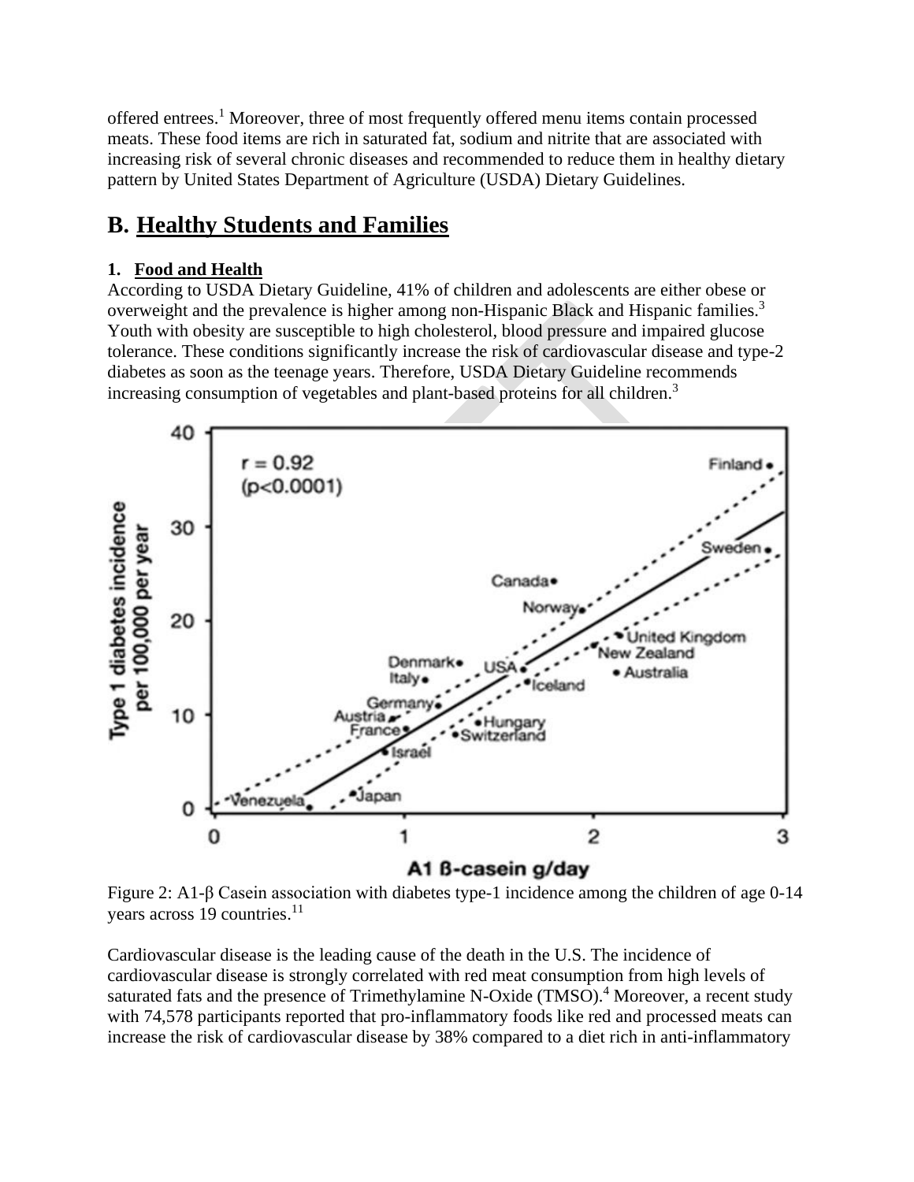offered entrees.[1] Moreover, three of most frequently offered menu items contain processed meats. These food items are rich in saturated fat, sodium and nitrite that are associated with increasing risk of several chronic diseases and recommended to reduce them in healthy dietary pattern by United States Department of Agriculture (USDA) Dietary Guidelines.

## B. Healthy Students and Families

### 1. Food and Health

According to USDA Dietary Guideline, 41% of children and adolescents are either obese or overweight and the prevalence is higher among non-Hispanic Black and Hispanic families.[3] Youth with obesity are susceptible to high cholesterol, blood pressure and impaired glucose tolerance. These conditions significantly increase the risk of cardiovascular disease and type-2 diabetes as soon as the teenage years. Therefore, USDA Dietary Guideline recommends increasing consumption of vegetables and plant-based proteins for all children.[3]

Figure 2: A1-β Casein association with diabetes type-1 incidence among the children of age 0-14 years across 19 countries.[11]

Cardiovascular disease is the leading cause of the death in the U.S. The incidence of cardiovascular disease is strongly correlated with red meat consumption from high levels of saturated fats and the presence of Trimethylamine N-Oxide (TMSO).[4] Moreover, a recent study with 74,578 participants reported that pro-inflammatory foods like red and processed meats can increase the risk of cardiovascular disease by 38% compared to a diet rich in anti-inflammatory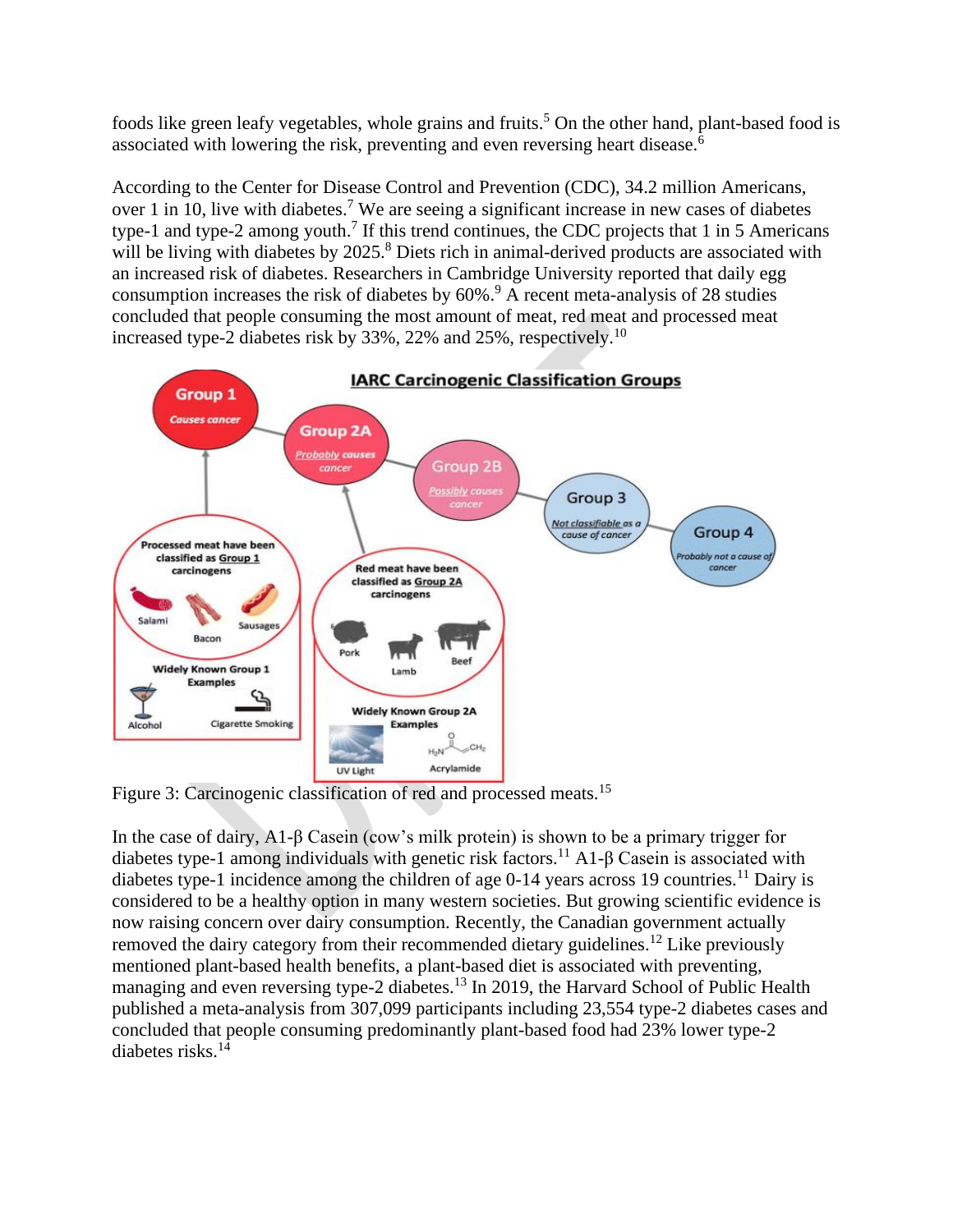foods like green leafy vegetables, whole grains and fruits.[5] On the other hand, plant-based food is associated with lowering the risk, preventing and even reversing heart disease.[6]

According to the Center for Disease Control and Prevention (CDC), 34.2 million Americans, over 1 in 10, live with diabetes.[7] We are seeing a significant increase in new cases of diabetes type-1 and type-2 among youth.[7] If this trend continues, the CDC projects that 1 in 5 Americans will be living with diabetes by 2025.[8] Diets rich in animal-derived products are associated with an increased risk of diabetes. Researchers in Cambridge University reported that daily egg consumption increases the risk of diabetes by 60%.[9] A recent meta-analysis of 28 studies concluded that people consuming the most amount of meat, red meat and processed meat increased type-2 diabetes risk by 33%, 22% and 25%, respectively.[10]

Figure 3: Carcinogenic classification of red and processed meats.[15]

In the case of dairy, A1-β Casein (cow's milk protein) is shown to be a primary trigger for diabetes type-1 among individuals with genetic risk factors.[11] A1-β Casein is associated with diabetes type-1 incidence among the children of age 0-14 years across 19 countries.[11] Dairy is considered to be a healthy option in many western societies. But growing scientific evidence is now raising concern over dairy consumption. Recently, the Canadian government actually removed the dairy category from their recommended dietary guidelines.[12] Like previously mentioned plant-based health benefits, a plant-based diet is associated with preventing, managing and even reversing type-2 diabetes.[13] In 2019, the Harvard School of Public Health published a meta-analysis from 307,099 participants including 23,554 type-2 diabetes cases and concluded that people consuming predominantly plant-based food had 23% lower type-2 diabetes risks.[14]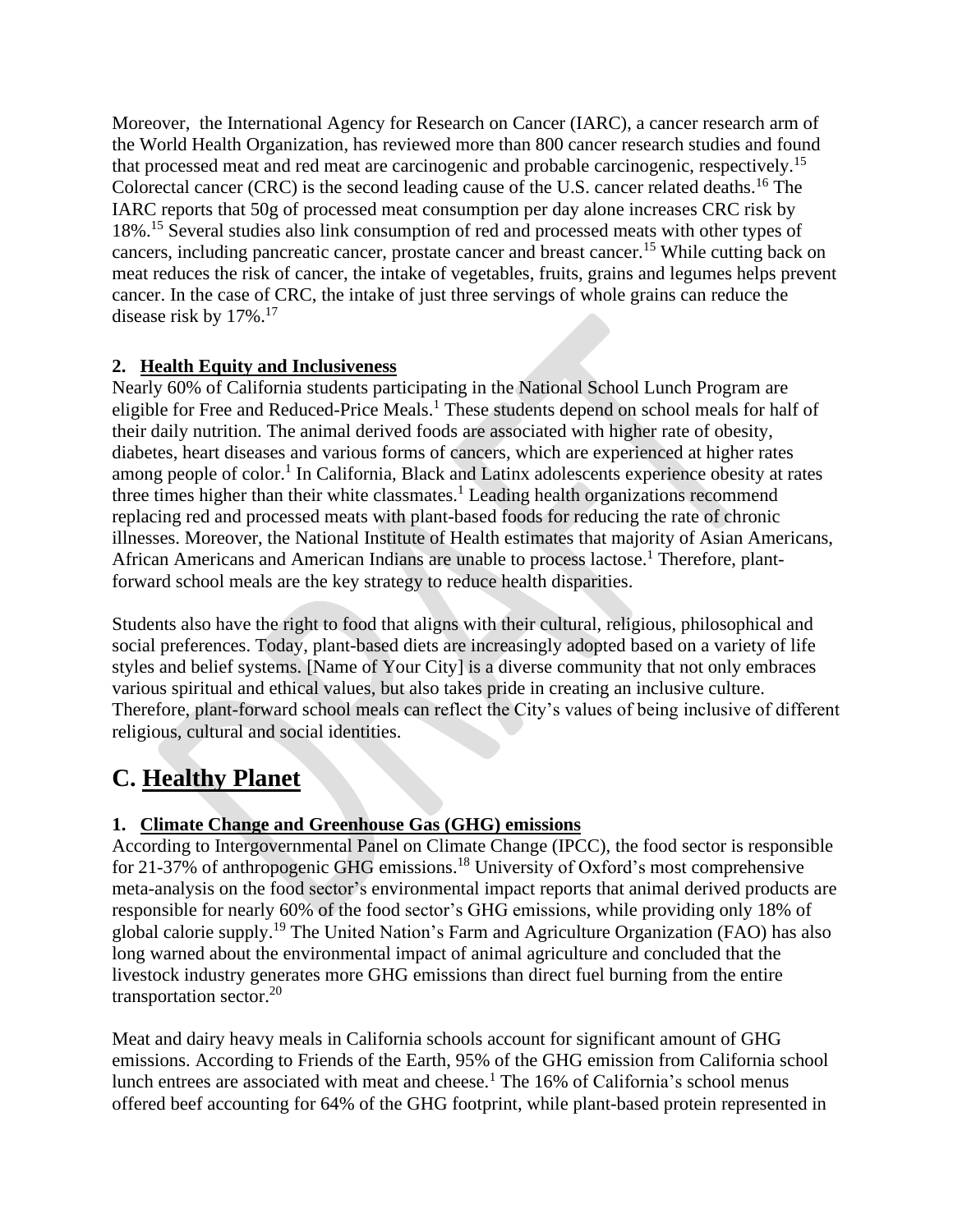Moreover, the International Agency for Research on Cancer (IARC), a cancer research arm of the World Health Organization, has reviewed more than 800 cancer research studies and found that processed meat and red meat are carcinogenic and probable carcinogenic, respectively.[15] Colorectal cancer (CRC) is the second leading cause of the U.S. cancer related deaths.[16] The IARC reports that 50g of processed meat consumption per day alone increases CRC risk by 18%.[15] Several studies also link consumption of red and processed meats with other types of cancers, including pancreatic cancer, prostate cancer and breast cancer.[15] While cutting back on meat reduces the risk of cancer, the intake of vegetables, fruits, grains and legumes helps prevent cancer. In the case of CRC, the intake of just three servings of whole grains can reduce the disease risk by 17%.[17]

**2. <u>Health Equity and Inclusiveness</u>**

Nearly 60% of California students participating in the National School Lunch Program are eligible for Free and Reduced-Price Meals.[1] These students depend on school meals for half of their daily nutrition. The animal derived foods are associated with higher rate of obesity, diabetes, heart diseases and various forms of cancers, which are experienced at higher rates among people of color.[1] In California, Black and Latinx adolescents experience obesity at rates three times higher than their white classmates.[1] Leading health organizations recommend replacing red and processed meats with plant-based foods for reducing the rate of chronic illnesses. Moreover, the National Institute of Health estimates that majority of Asian Americans, African Americans and American Indians are unable to process lactose.[1] Therefore, plant-forward school meals are the key strategy to reduce health disparities.

Students also have the right to food that aligns with their cultural, religious, philosophical and social preferences. Today, plant-based diets are increasingly adopted based on a variety of life styles and belief systems. [Name of Your City] is a diverse community that not only embraces various spiritual and ethical values, but also takes pride in creating an inclusive culture. Therefore, plant-forward school meals can reflect the City's values of being inclusive of different religious, cultural and social identities.

# C. <u>Healthy Planet</u>

**1. <u>Climate Change and Greenhouse Gas (GHG) emissions</u>**

According to Intergovernmental Panel on Climate Change (IPCC), the food sector is responsible for 21-37% of anthropogenic GHG emissions.[18] University of Oxford's most comprehensive meta-analysis on the food sector's environmental impact reports that animal derived products are responsible for nearly 60% of the food sector's GHG emissions, while providing only 18% of global calorie supply.[19] The United Nation's Farm and Agriculture Organization (FAO) has also long warned about the environmental impact of animal agriculture and concluded that the livestock industry generates more GHG emissions than direct fuel burning from the entire transportation sector.[20]

Meat and dairy heavy meals in California schools account for significant amount of GHG emissions. According to Friends of the Earth, 95% of the GHG emission from California school lunch entrees are associated with meat and cheese.[1] The 16% of California's school menus offered beef accounting for 64% of the GHG footprint, while plant-based protein represented in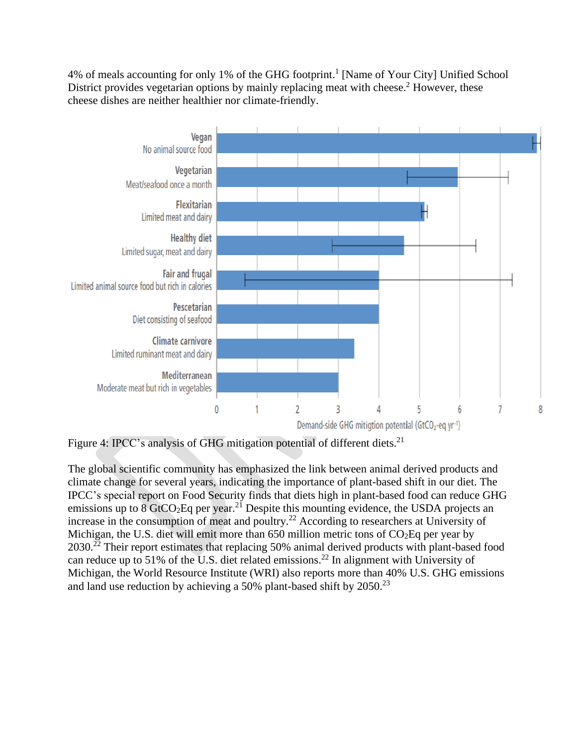4% of meals accounting for only 1% of the GHG footprint.[1] [Name of Your City] Unified School District provides vegetarian options by mainly replacing meat with cheese.[2] However, these cheese dishes are neither healthier nor climate-friendly.

Figure 4: IPCC's analysis of GHG mitigation potential of different diets.[21]

The global scientific community has emphasized the link between animal derived products and climate change for several years, indicating the importance of plant-based shift in our diet. The IPCC's special report on Food Security finds that diets high in plant-based food can reduce GHG emissions up to 8 $GtCO_2Eq$ per year.[21] Despite this mounting evidence, the USDA projects an increase in the consumption of meat and poultry.[22] According to researchers at University of Michigan, the U.S. diet will emit more than 650 million metric tons of $CO_2Eq$ per year by 2030.[22] Their report estimates that replacing 50% animal derived products with plant-based food can reduce up to 51% of the U.S. diet related emissions.[22] In alignment with University of Michigan, the World Resource Institute (WRI) also reports more than 40% U.S. GHG emissions and land use reduction by achieving a 50% plant-based shift by 2050.[23]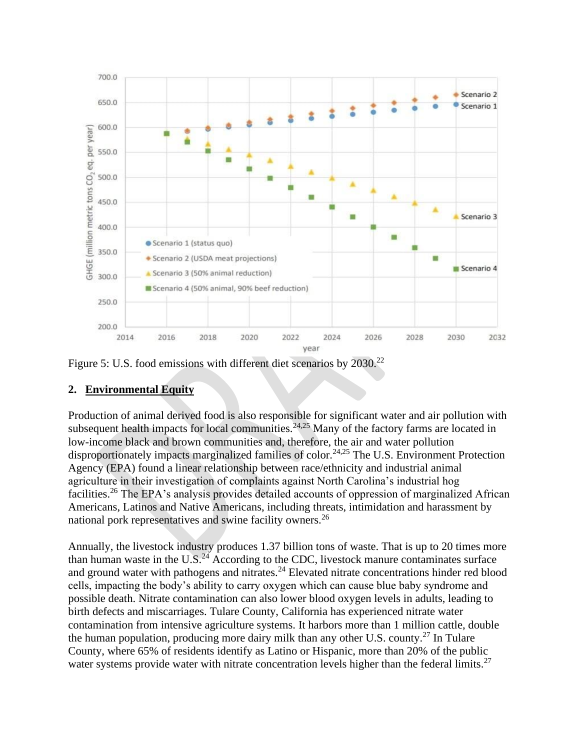Figure 5: U.S. food emissions with different diet scenarios by 2030.[22]

## 2. Environmental Equity

Production of animal derived food is also responsible for significant water and air pollution with subsequent health impacts for local communities.[24,25] Many of the factory farms are located in low-income black and brown communities and, therefore, the air and water pollution disproportionately impacts marginalized families of color.[24,25] The U.S. Environment Protection Agency (EPA) found a linear relationship between race/ethnicity and industrial animal agriculture in their investigation of complaints against North Carolina's industrial hog facilities.[26] The EPA's analysis provides detailed accounts of oppression of marginalized African Americans, Latinos and Native Americans, including threats, intimidation and harassment by national pork representatives and swine facility owners.[26]

Annually, the livestock industry produces 1.37 billion tons of waste. That is up to 20 times more than human waste in the U.S.[24] According to the CDC, livestock manure contaminates surface and ground water with pathogens and nitrates.[24] Elevated nitrate concentrations hinder red blood cells, impacting the body's ability to carry oxygen which can cause blue baby syndrome and possible death. Nitrate contamination can also lower blood oxygen levels in adults, leading to birth defects and miscarriages. Tulare County, California has experienced nitrate water contamination from intensive agriculture systems. It harbors more than 1 million cattle, double the human population, producing more dairy milk than any other U.S. county.[27] In Tulare County, where 65% of residents identify as Latino or Hispanic, more than 20% of the public water systems provide water with nitrate concentration levels higher than the federal limits.[27]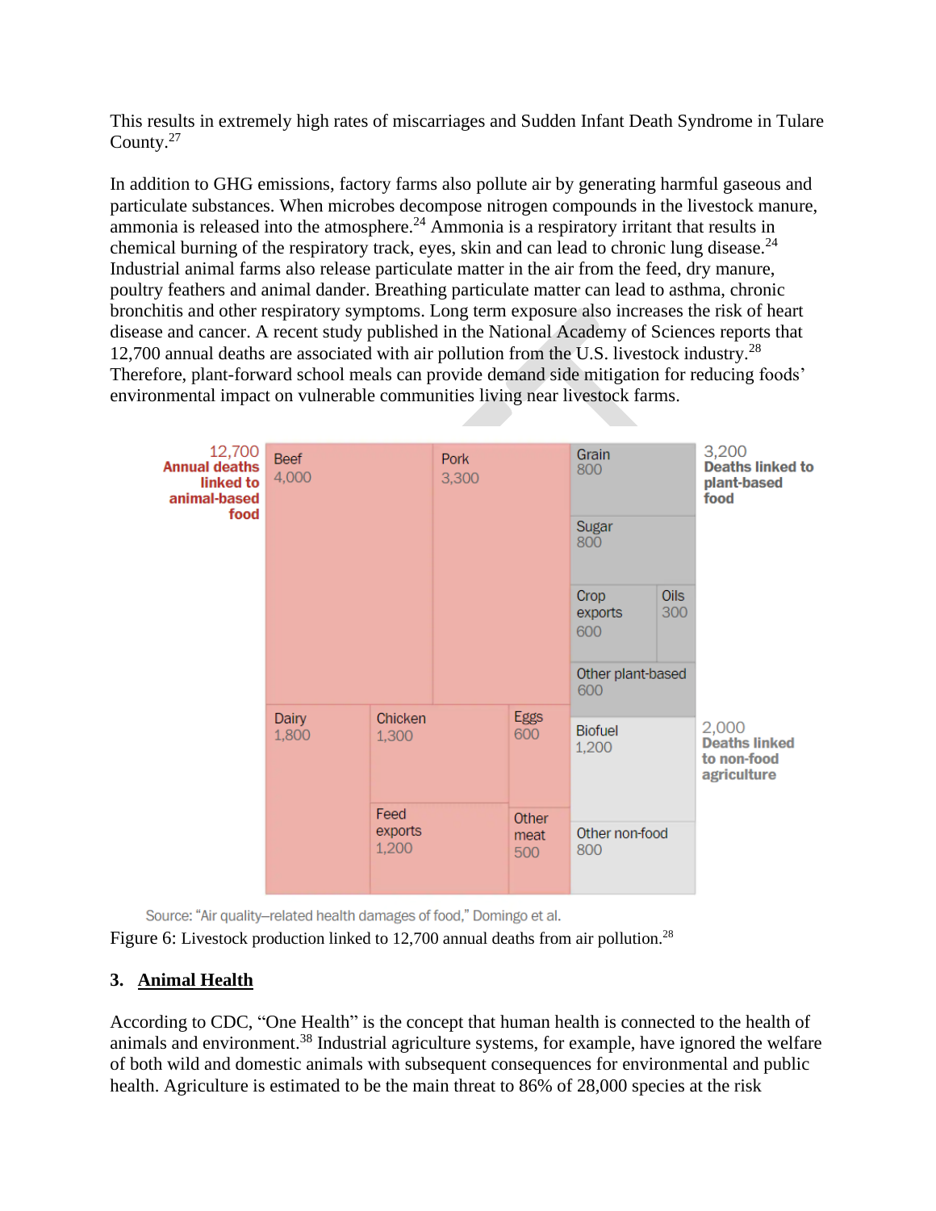This results in extremely high rates of miscarriages and Sudden Infant Death Syndrome in Tulare County.[27]

In addition to GHG emissions, factory farms also pollute air by generating harmful gaseous and particulate substances. When microbes decompose nitrogen compounds in the livestock manure, ammonia is released into the atmosphere.[24] Ammonia is a respiratory irritant that results in chemical burning of the respiratory track, eyes, skin and can lead to chronic lung disease.[24] Industrial animal farms also release particulate matter in the air from the feed, dry manure, poultry feathers and animal dander. Breathing particulate matter can lead to asthma, chronic bronchitis and other respiratory symptoms. Long term exposure also increases the risk of heart disease and cancer. A recent study published in the National Academy of Sciences reports that 12,700 annual deaths are associated with air pollution from the U.S. livestock industry.[28] Therefore, plant-forward school meals can provide demand side mitigation for reducing foods' environmental impact on vulnerable communities living near livestock farms.

**12,700 Annual deaths linked to animal-based food**

Beef 4,000; Pork 3,300; Dairy 1,800; Chicken 1,300; Eggs 600; Feed exports 1,200; Other meat 500

**3,200 Deaths linked to plant-based food**

Grain 800; Sugar 800; Crop exports 600; Oils 300; Other plant-based 600

**2,000 Deaths linked to non-food agriculture**

Biofuel 1,200; Other non-food 800

Source: "Air quality–related health damages of food," Domingo et al.

Figure 6: Livestock production linked to 12,700 annual deaths from air pollution.[28]

## 3. Animal Health

According to CDC, "One Health" is the concept that human health is connected to the health of animals and environment.[38] Industrial agriculture systems, for example, have ignored the welfare of both wild and domestic animals with subsequent consequences for environmental and public health. Agriculture is estimated to be the main threat to 86% of 28,000 species at the risk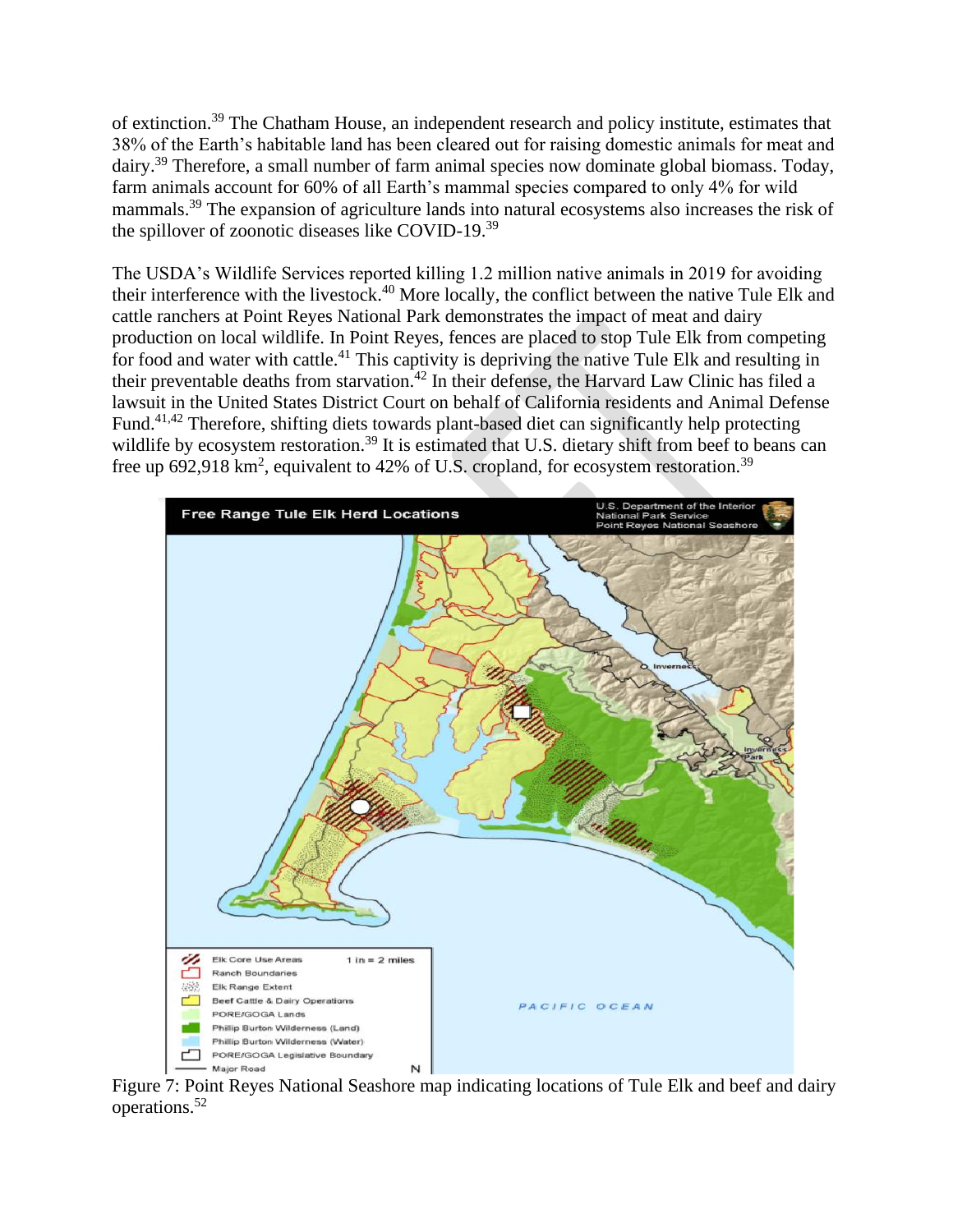of extinction.[39] The Chatham House, an independent research and policy institute, estimates that 38% of the Earth's habitable land has been cleared out for raising domestic animals for meat and dairy.[39] Therefore, a small number of farm animal species now dominate global biomass. Today, farm animals account for 60% of all Earth's mammal species compared to only 4% for wild mammals.[39] The expansion of agriculture lands into natural ecosystems also increases the risk of the spillover of zoonotic diseases like COVID-19.[39]

The USDA's Wildlife Services reported killing 1.2 million native animals in 2019 for avoiding their interference with the livestock.[40] More locally, the conflict between the native Tule Elk and cattle ranchers at Point Reyes National Park demonstrates the impact of meat and dairy production on local wildlife. In Point Reyes, fences are placed to stop Tule Elk from competing for food and water with cattle.[41] This captivity is depriving the native Tule Elk and resulting in their preventable deaths from starvation.[42] In their defense, the Harvard Law Clinic has filed a lawsuit in the United States District Court on behalf of California residents and Animal Defense Fund.[41,42] Therefore, shifting diets towards plant-based diet can significantly help protecting wildlife by ecosystem restoration.[39] It is estimated that U.S. dietary shift from beef to beans can free up 692,918 $km^2$, equivalent to 42% of U.S. cropland, for ecosystem restoration.[39]

Figure 7: Point Reyes National Seashore map indicating locations of Tule Elk and beef and dairy operations.[52]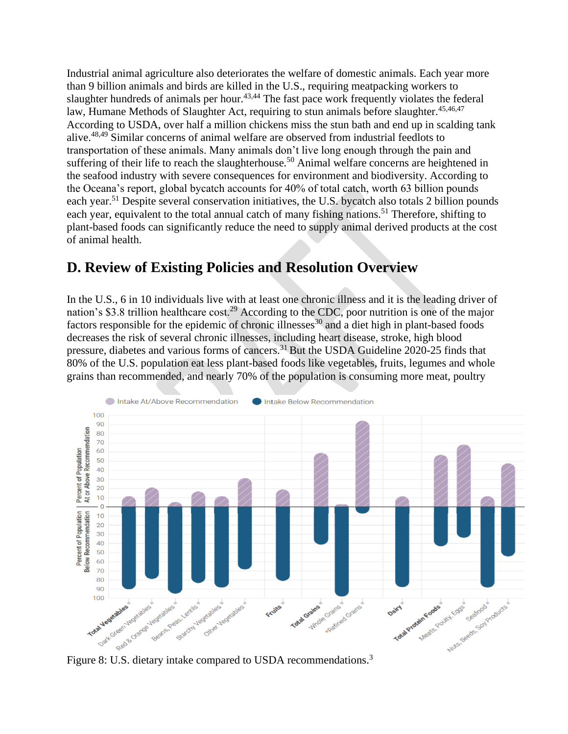Industrial animal agriculture also deteriorates the welfare of domestic animals. Each year more than 9 billion animals and birds are killed in the U.S., requiring meatpacking workers to slaughter hundreds of animals per hour.[43,44] The fast pace work frequently violates the federal law, Humane Methods of Slaughter Act, requiring to stun animals before slaughter.[45,46,47] According to USDA, over half a million chickens miss the stun bath and end up in scalding tank alive.[48,49] Similar concerns of animal welfare are observed from industrial feedlots to transportation of these animals. Many animals don't live long enough through the pain and suffering of their life to reach the slaughterhouse.[50] Animal welfare concerns are heightened in the seafood industry with severe consequences for environment and biodiversity. According to the Oceana's report, global bycatch accounts for 40% of total catch, worth 63 billion pounds each year.[51] Despite several conservation initiatives, the U.S. bycatch also totals 2 billion pounds each year, equivalent to the total annual catch of many fishing nations.[51] Therefore, shifting to plant-based foods can significantly reduce the need to supply animal derived products at the cost of animal health.

## D. Review of Existing Policies and Resolution Overview

In the U.S., 6 in 10 individuals live with at least one chronic illness and it is the leading driver of nation's $3.8 trillion healthcare cost.[29] According to the CDC, poor nutrition is one of the major factors responsible for the epidemic of chronic illnesses[30] and a diet high in plant-based foods decreases the risk of several chronic illnesses, including heart disease, stroke, high blood pressure, diabetes and various forms of cancers.[31] But the USDA Guideline 2020-25 finds that 80% of the U.S. population eat less plant-based foods like vegetables, fruits, legumes and whole grains than recommended, and nearly 70% of the population is consuming more meat, poultry

Figure 8: U.S. dietary intake compared to USDA recommendations.[3]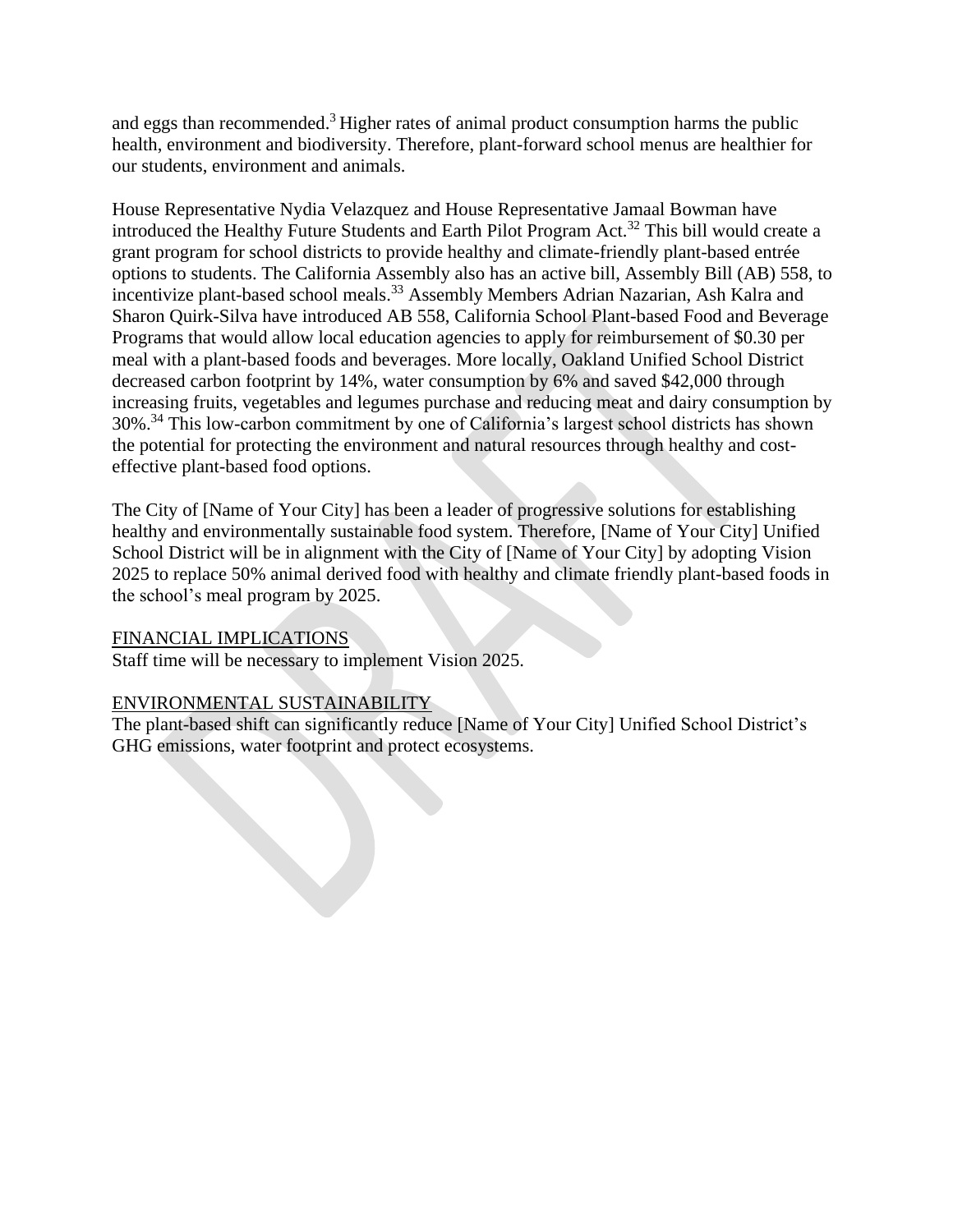and eggs than recommended.[3] Higher rates of animal product consumption harms the public health, environment and biodiversity. Therefore, plant-forward school menus are healthier for our students, environment and animals.

House Representative Nydia Velazquez and House Representative Jamaal Bowman have introduced the Healthy Future Students and Earth Pilot Program Act.[32] This bill would create a grant program for school districts to provide healthy and climate-friendly plant-based entrée options to students. The California Assembly also has an active bill, Assembly Bill (AB) 558, to incentivize plant-based school meals.[33] Assembly Members Adrian Nazarian, Ash Kalra and Sharon Quirk-Silva have introduced AB 558, California School Plant-based Food and Beverage Programs that would allow local education agencies to apply for reimbursement of $0.30 per meal with a plant-based foods and beverages. More locally, Oakland Unified School District decreased carbon footprint by 14%, water consumption by 6% and saved $42,000 through increasing fruits, vegetables and legumes purchase and reducing meat and dairy consumption by 30%.[34] This low-carbon commitment by one of California's largest school districts has shown the potential for protecting the environment and natural resources through healthy and cost-effective plant-based food options.

The City of [Name of Your City] has been a leader of progressive solutions for establishing healthy and environmentally sustainable food system. Therefore, [Name of Your City] Unified School District will be in alignment with the City of [Name of Your City] by adopting Vision 2025 to replace 50% animal derived food with healthy and climate friendly plant-based foods in the school's meal program by 2025.

<u>FINANCIAL IMPLICATIONS</u>

Staff time will be necessary to implement Vision 2025.

<u>ENVIRONMENTAL SUSTAINABILITY</u>

The plant-based shift can significantly reduce [Name of Your City] Unified School District's GHG emissions, water footprint and protect ecosystems.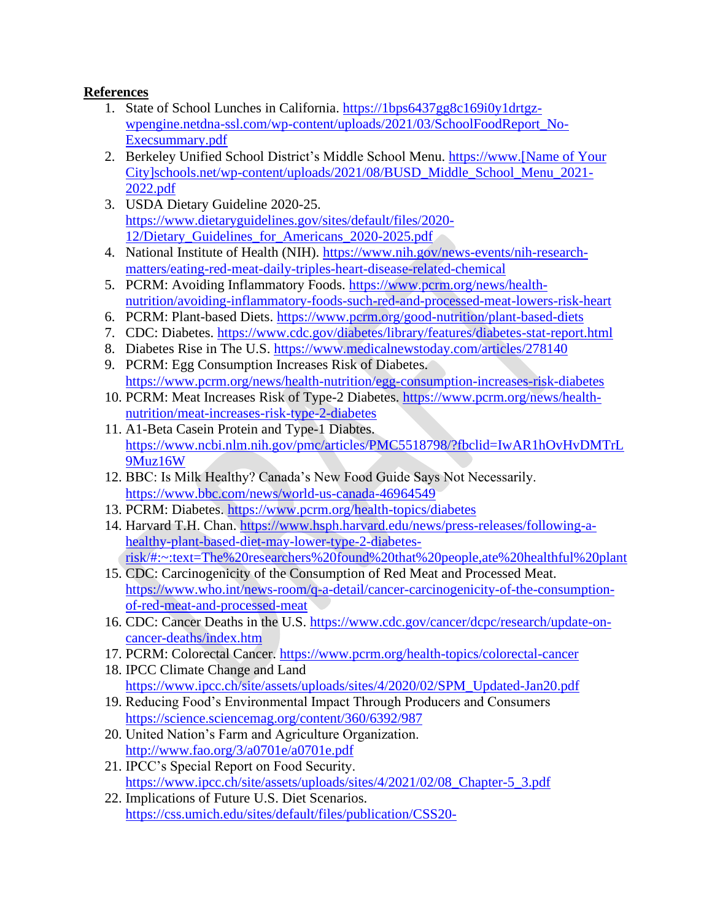**References**

1. State of School Lunches in California. https://1bps6437gg8c169i0y1drtgz-wpengine.netdna-ssl.com/wp-content/uploads/2021/03/SchoolFoodReport_No-Execsummary.pdf
2. Berkeley Unified School District's Middle School Menu. https://www.[Name of Your City]schools.net/wp-content/uploads/2021/08/BUSD_Middle_School_Menu_2021-2022.pdf
3. USDA Dietary Guideline 2020-25. https://www.dietaryguidelines.gov/sites/default/files/2020-12/Dietary_Guidelines_for_Americans_2020-2025.pdf
4. National Institute of Health (NIH). https://www.nih.gov/news-events/nih-research-matters/eating-red-meat-daily-triples-heart-disease-related-chemical
5. PCRM: Avoiding Inflammatory Foods. https://www.pcrm.org/news/health-nutrition/avoiding-inflammatory-foods-such-red-and-processed-meat-lowers-risk-heart
6. PCRM: Plant-based Diets. https://www.pcrm.org/good-nutrition/plant-based-diets
7. CDC: Diabetes. https://www.cdc.gov/diabetes/library/features/diabetes-stat-report.html
8. Diabetes Rise in The U.S. https://www.medicalnewstoday.com/articles/278140
9. PCRM: Egg Consumption Increases Risk of Diabetes. https://www.pcrm.org/news/health-nutrition/egg-consumption-increases-risk-diabetes
10. PCRM: Meat Increases Risk of Type-2 Diabetes. https://www.pcrm.org/news/health-nutrition/meat-increases-risk-type-2-diabetes
11. A1-Beta Casein Protein and Type-1 Diabtes. https://www.ncbi.nlm.nih.gov/pmc/articles/PMC5518798/?fbclid=IwAR1hOvHvDMTrL9Muz16W
12. BBC: Is Milk Healthy? Canada's New Food Guide Says Not Necessarily. https://www.bbc.com/news/world-us-canada-46964549
13. PCRM: Diabetes. https://www.pcrm.org/health-topics/diabetes
14. Harvard T.H. Chan. https://www.hsph.harvard.edu/news/press-releases/following-a-healthy-plant-based-diet-may-lower-type-2-diabetes-risk/#:~:text=The%20researchers%20found%20that%20people,ate%20healthful%20plant
15. CDC: Carcinogenicity of the Consumption of Red Meat and Processed Meat. https://www.who.int/news-room/q-a-detail/cancer-carcinogenicity-of-the-consumption-of-red-meat-and-processed-meat
16. CDC: Cancer Deaths in the U.S. https://www.cdc.gov/cancer/dcpc/research/update-on-cancer-deaths/index.htm
17. PCRM: Colorectal Cancer. https://www.pcrm.org/health-topics/colorectal-cancer
18. IPCC Climate Change and Land https://www.ipcc.ch/site/assets/uploads/sites/4/2020/02/SPM_Updated-Jan20.pdf
19. Reducing Food's Environmental Impact Through Producers and Consumers https://science.sciencemag.org/content/360/6392/987
20. United Nation's Farm and Agriculture Organization. http://www.fao.org/3/a0701e/a0701e.pdf
21. IPCC's Special Report on Food Security. https://www.ipcc.ch/site/assets/uploads/sites/4/2021/02/08_Chapter-5_3.pdf
22. Implications of Future U.S. Diet Scenarios. https://css.umich.edu/sites/default/files/publication/CSS20-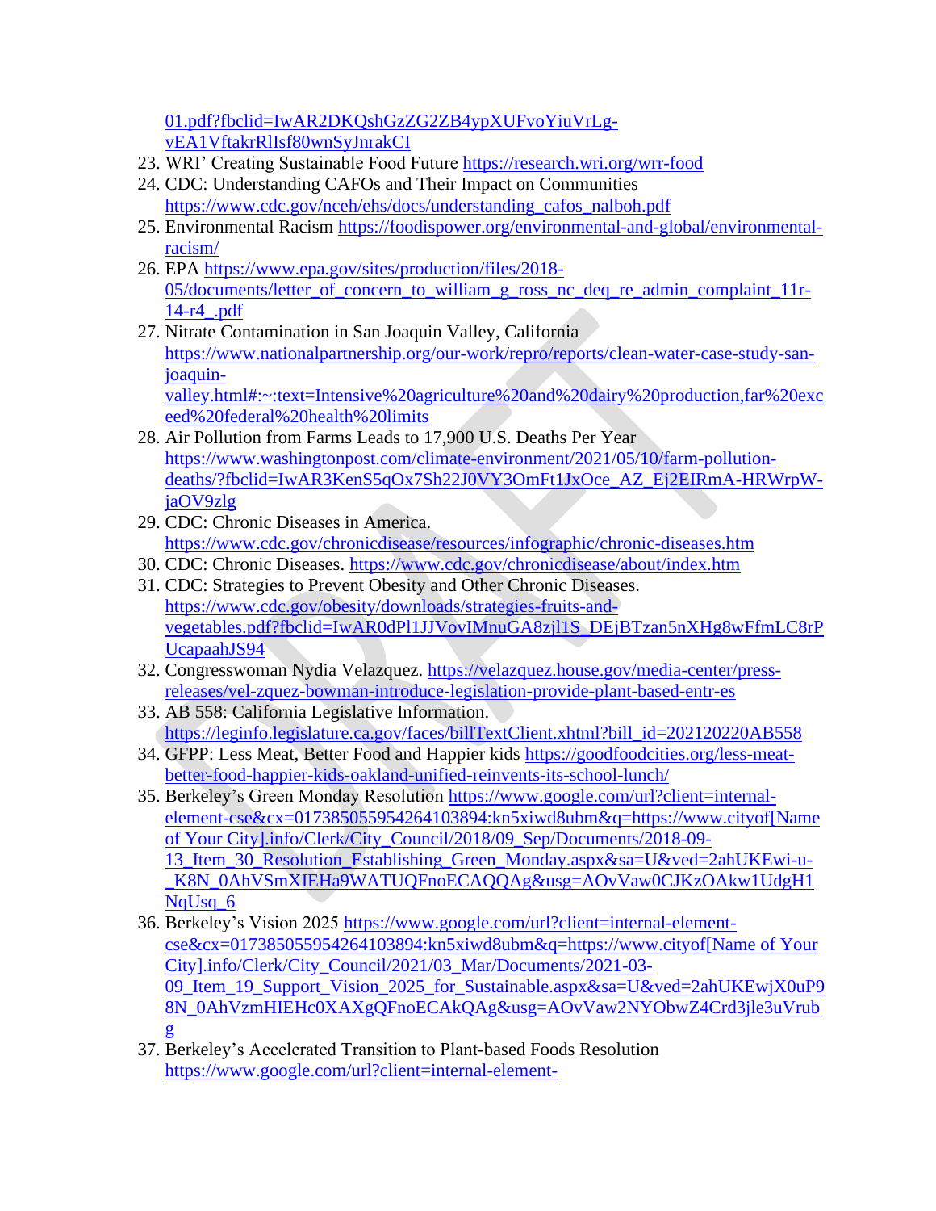01.pdf?fbclid=IwAR2DKQshGzZG2ZB4ypXUFvoYiuVrLg-vEA1VftakrRlIsf80wnSyJnrakCI

23. WRI' Creating Sustainable Food Future https://research.wri.org/wrr-food
24. CDC: Understanding CAFOs and Their Impact on Communities https://www.cdc.gov/nceh/ehs/docs/understanding_cafos_nalboh.pdf
25. Environmental Racism https://foodispower.org/environmental-and-global/environmental-racism/
26. EPA https://www.epa.gov/sites/production/files/2018-05/documents/letter_of_concern_to_william_g_ross_nc_deq_re_admin_complaint_11r-14-r4_.pdf
27. Nitrate Contamination in San Joaquin Valley, California https://www.nationalpartnership.org/our-work/repro/reports/clean-water-case-study-san-joaquin-valley.html#:~:text=Intensive%20agriculture%20and%20dairy%20production,far%20exceed%20federal%20health%20limits
28. Air Pollution from Farms Leads to 17,900 U.S. Deaths Per Year https://www.washingtonpost.com/climate-environment/2021/05/10/farm-pollution-deaths/?fbclid=IwAR3KenS5qOx7Sh22J0VY3OmFt1JxOce_AZ_Ej2EIRmA-HRWrpW-jaOV9zlg
29. CDC: Chronic Diseases in America. https://www.cdc.gov/chronicdisease/resources/infographic/chronic-diseases.htm
30. CDC: Chronic Diseases. https://www.cdc.gov/chronicdisease/about/index.htm
31. CDC: Strategies to Prevent Obesity and Other Chronic Diseases. https://www.cdc.gov/obesity/downloads/strategies-fruits-and-vegetables.pdf?fbclid=IwAR0dPl1JJVovIMnuGA8zjl1S_DEjBTzan5nXHg8wFfmLC8rPUcapaahJS94
32. Congresswoman Nydia Velazquez. https://velazquez.house.gov/media-center/press-releases/vel-zquez-bowman-introduce-legislation-provide-plant-based-entr-es
33. AB 558: California Legislative Information. https://leginfo.legislature.ca.gov/faces/billTextClient.xhtml?bill_id=202120220AB558
34. GFPP: Less Meat, Better Food and Happier kids https://goodfoodcities.org/less-meat-better-food-happier-kids-oakland-unified-reinvents-its-school-lunch/
35. Berkeley's Green Monday Resolution https://www.google.com/url?client=internal-element-cse&cx=017385055954264103894:kn5xiwd8ubm&q=https://www.cityof[Name of Your City].info/Clerk/City_Council/2018/09_Sep/Documents/2018-09-13_Item_30_Resolution_Establishing_Green_Monday.aspx&sa=U&ved=2ahUKEwi-u-_K8N_0AhVSmXIEHa9WATUQFnoECAQQAg&usg=AOvVaw0CJKzOAkw1UdgH1NqUsq_6
36. Berkeley's Vision 2025 https://www.google.com/url?client=internal-element-cse&cx=017385055954264103894:kn5xiwd8ubm&q=https://www.cityof[Name of Your City].info/Clerk/City_Council/2021/03_Mar/Documents/2021-03-09_Item_19_Support_Vision_2025_for_Sustainable.aspx&sa=U&ved=2ahUKEwjX0uP98N_0AhVzmHIEHc0XAXgQFnoECAkQAg&usg=AOvVaw2NYObwZ4Crd3jle3uVrubg
37. Berkeley's Accelerated Transition to Plant-based Foods Resolution https://www.google.com/url?client=internal-element-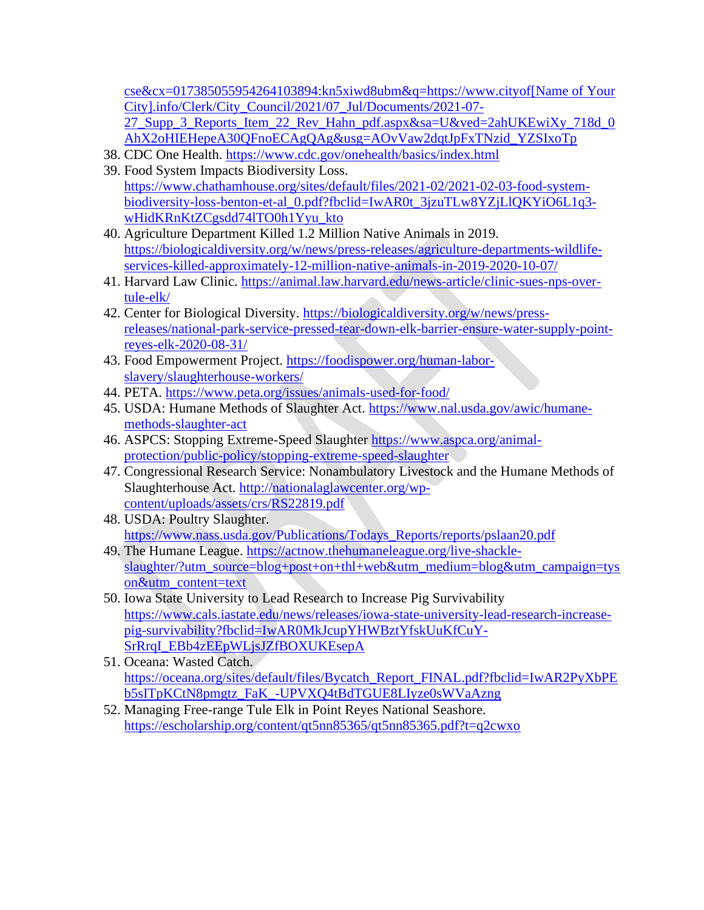cse&cx=017385055954264103894:kn5xiwd8ubm&q=https://www.cityof[Name of Your City].info/Clerk/City_Council/2021/07_Jul/Documents/2021-07-27_Supp_3_Reports_Item_22_Rev_Hahn_pdf.aspx&sa=U&ved=2ahUKEwiXy_718d_0AhX2oHIEHepeA30QFnoECAgQAg&usg=AOvVaw2dqtJpFxTNzid_YZSIxoTp

38. CDC One Health. https://www.cdc.gov/onehealth/basics/index.html
39. Food System Impacts Biodiversity Loss. https://www.chathamhouse.org/sites/default/files/2021-02/2021-02-03-food-system-biodiversity-loss-benton-et-al_0.pdf?fbclid=IwAR0t_3jzuTLw8YZjLlQKYiO6L1q3-wHidKRnKtZCgsdd74lTO0h1Yyu_kto
40. Agriculture Department Killed 1.2 Million Native Animals in 2019. https://biologicaldiversity.org/w/news/press-releases/agriculture-departments-wildlife-services-killed-approximately-12-million-native-animals-in-2019-2020-10-07/
41. Harvard Law Clinic. https://animal.law.harvard.edu/news-article/clinic-sues-nps-over-tule-elk/
42. Center for Biological Diversity. https://biologicaldiversity.org/w/news/press-releases/national-park-service-pressed-tear-down-elk-barrier-ensure-water-supply-point-reyes-elk-2020-08-31/
43. Food Empowerment Project. https://foodispower.org/human-labor-slavery/slaughterhouse-workers/
44. PETA. https://www.peta.org/issues/animals-used-for-food/
45. USDA: Humane Methods of Slaughter Act. https://www.nal.usda.gov/awic/humane-methods-slaughter-act
46. ASPCS: Stopping Extreme-Speed Slaughter https://www.aspca.org/animal-protection/public-policy/stopping-extreme-speed-slaughter
47. Congressional Research Service: Nonambulatory Livestock and the Humane Methods of Slaughterhouse Act. http://nationalaglawcenter.org/wp-content/uploads/assets/crs/RS22819.pdf
48. USDA: Poultry Slaughter. https://www.nass.usda.gov/Publications/Todays_Reports/reports/pslaan20.pdf
49. The Humane League. https://actnow.thehumaneleague.org/live-shackle-slaughter/?utm_source=blog+post+on+thl+web&utm_medium=blog&utm_campaign=tyson&utm_content=text
50. Iowa State University to Lead Research to Increase Pig Survivability https://www.cals.iastate.edu/news/releases/iowa-state-university-lead-research-increase-pig-survivability?fbclid=IwAR0MkJcupYHWBztYfskUuKfCuY-SrRrqI_EBb4zEEpWLjsJZfBOXUKEsepA
51. Oceana: Wasted Catch. https://oceana.org/sites/default/files/Bycatch_Report_FINAL.pdf?fbclid=IwAR2PyXbPEb5sITpKCtN8pmgtz_FaK_-UPVXQ4tBdTGUE8LIyze0sWVaAzng
52. Managing Free-range Tule Elk in Point Reyes National Seashore. https://escholarship.org/content/qt5nn85365/qt5nn85365.pdf?t=q2cwxo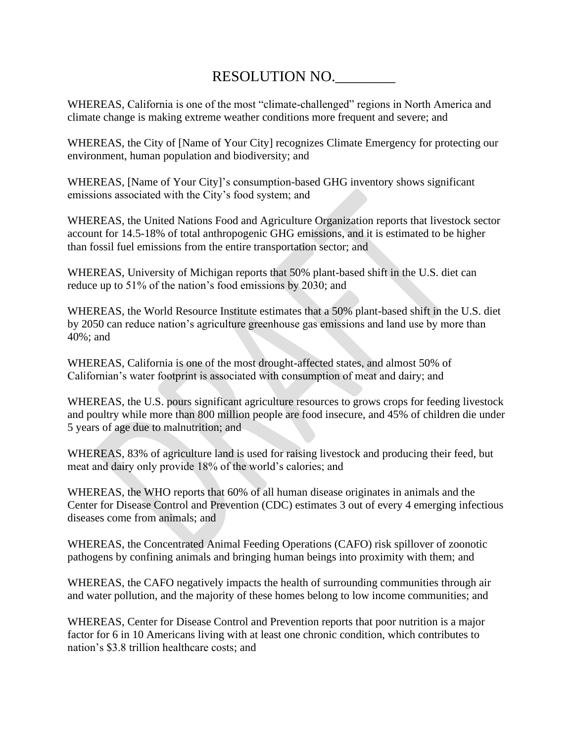# RESOLUTION NO.________

WHEREAS, California is one of the most "climate-challenged" regions in North America and climate change is making extreme weather conditions more frequent and severe; and

WHEREAS, the City of [Name of Your City] recognizes Climate Emergency for protecting our environment, human population and biodiversity; and

WHEREAS, [Name of Your City]'s consumption-based GHG inventory shows significant emissions associated with the City's food system; and

WHEREAS, the United Nations Food and Agriculture Organization reports that livestock sector account for 14.5-18% of total anthropogenic GHG emissions, and it is estimated to be higher than fossil fuel emissions from the entire transportation sector; and

WHEREAS, University of Michigan reports that 50% plant-based shift in the U.S. diet can reduce up to 51% of the nation's food emissions by 2030; and

WHEREAS, the World Resource Institute estimates that a 50% plant-based shift in the U.S. diet by 2050 can reduce nation's agriculture greenhouse gas emissions and land use by more than 40%; and

WHEREAS, California is one of the most drought-affected states, and almost 50% of Californian's water footprint is associated with consumption of meat and dairy; and

WHEREAS, the U.S. pours significant agriculture resources to grows crops for feeding livestock and poultry while more than 800 million people are food insecure, and 45% of children die under 5 years of age due to malnutrition; and

WHEREAS, 83% of agriculture land is used for raising livestock and producing their feed, but meat and dairy only provide 18% of the world's calories; and

WHEREAS, the WHO reports that 60% of all human disease originates in animals and the Center for Disease Control and Prevention (CDC) estimates 3 out of every 4 emerging infectious diseases come from animals; and

WHEREAS, the Concentrated Animal Feeding Operations (CAFO) risk spillover of zoonotic pathogens by confining animals and bringing human beings into proximity with them; and

WHEREAS, the CAFO negatively impacts the health of surrounding communities through air and water pollution, and the majority of these homes belong to low income communities; and

WHEREAS, Center for Disease Control and Prevention reports that poor nutrition is a major factor for 6 in 10 Americans living with at least one chronic condition, which contributes to nation's $3.8 trillion healthcare costs; and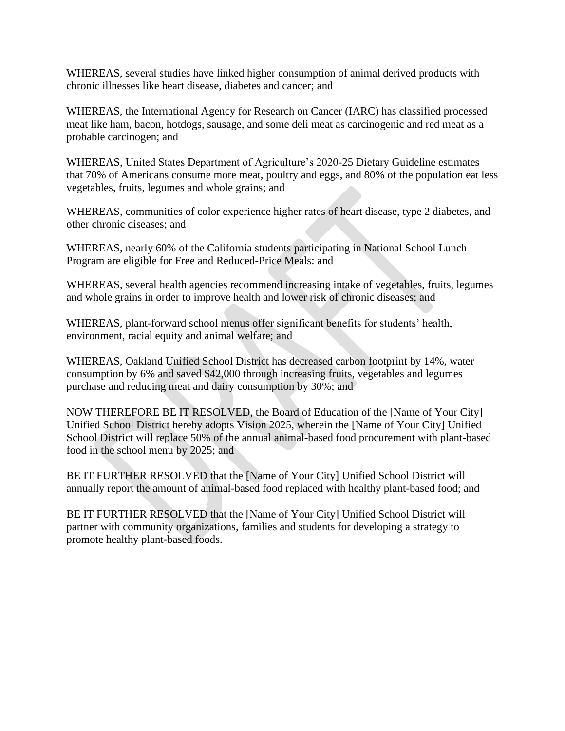WHEREAS, several studies have linked higher consumption of animal derived products with chronic illnesses like heart disease, diabetes and cancer; and

WHEREAS, the International Agency for Research on Cancer (IARC) has classified processed meat like ham, bacon, hotdogs, sausage, and some deli meat as carcinogenic and red meat as a probable carcinogen; and

WHEREAS, United States Department of Agriculture's 2020-25 Dietary Guideline estimates that 70% of Americans consume more meat, poultry and eggs, and 80% of the population eat less vegetables, fruits, legumes and whole grains; and

WHEREAS, communities of color experience higher rates of heart disease, type 2 diabetes, and other chronic diseases; and

WHEREAS, nearly 60% of the California students participating in National School Lunch Program are eligible for Free and Reduced-Price Meals: and

WHEREAS, several health agencies recommend increasing intake of vegetables, fruits, legumes and whole grains in order to improve health and lower risk of chronic diseases; and

WHEREAS, plant-forward school menus offer significant benefits for students' health, environment, racial equity and animal welfare; and

WHEREAS, Oakland Unified School District has decreased carbon footprint by 14%, water consumption by 6% and saved $42,000 through increasing fruits, vegetables and legumes purchase and reducing meat and dairy consumption by 30%; and

NOW THEREFORE BE IT RESOLVED, the Board of Education of the [Name of Your City] Unified School District hereby adopts Vision 2025, wherein the [Name of Your City] Unified School District will replace 50% of the annual animal-based food procurement with plant-based food in the school menu by 2025; and

BE IT FURTHER RESOLVED that the [Name of Your City] Unified School District will annually report the amount of animal-based food replaced with healthy plant-based food; and

BE IT FURTHER RESOLVED that the [Name of Your City] Unified School District will partner with community organizations, families and students for developing a strategy to promote healthy plant-based foods.